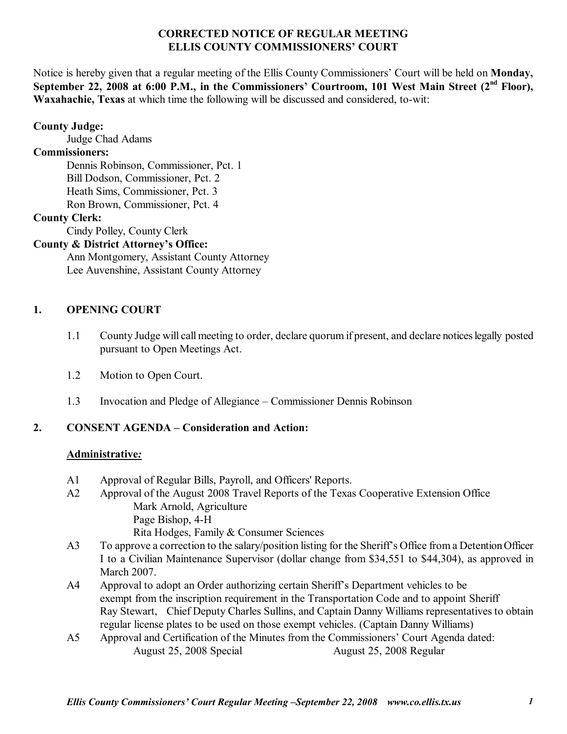**CORRECTED NOTICE OF REGULAR MEETING**
**ELLIS COUNTY COMMISSIONERS' COURT**

Notice is hereby given that a regular meeting of the Ellis County Commissioners' Court will be held on **Monday, September 22, 2008 at 6:00 P.M., in the Commissioners' Courtroom, 101 West Main Street (2nd Floor), Waxahachie, Texas** at which time the following will be discussed and considered, to-wit:

**County Judge:**
Judge Chad Adams

**Commissioners:**
Dennis Robinson, Commissioner, Pct. 1
Bill Dodson, Commissioner, Pct. 2
Heath Sims, Commissioner, Pct. 3
Ron Brown, Commissioner, Pct. 4

**County Clerk:**
Cindy Polley, County Clerk

**County & District Attorney's Office:**
Ann Montgomery, Assistant County Attorney
Lee Auvenshine, Assistant County Attorney

## 1. OPENING COURT

1.1 County Judge will call meeting to order, declare quorum if present, and declare notices legally posted pursuant to Open Meetings Act.

1.2 Motion to Open Court.

1.3 Invocation and Pledge of Allegiance – Commissioner Dennis Robinson

## 2. CONSENT AGENDA – Consideration and Action:

**Administrative*:***

A1 Approval of Regular Bills, Payroll, and Officers' Reports.

A2 Approval of the August 2008 Travel Reports of the Texas Cooperative Extension Office
- Mark Arnold, Agriculture
- Page Bishop, 4-H
- Rita Hodges, Family & Consumer Sciences

A3 To approve a correction to the salary/position listing for the Sheriff's Office from a Detention Officer I to a Civilian Maintenance Supervisor (dollar change from $34,551 to $44,304), as approved in March 2007.

A4 Approval to adopt an Order authorizing certain Sheriff's Department vehicles to be exempt from the inscription requirement in the Transportation Code and to appoint Sheriff Ray Stewart, Chief Deputy Charles Sullins, and Captain Danny Williams representatives to obtain regular license plates to be used on those exempt vehicles. (Captain Danny Williams)

A5 Approval and Certification of the Minutes from the Commissioners' Court Agenda dated:
August 25, 2008 Special August 25, 2008 Regular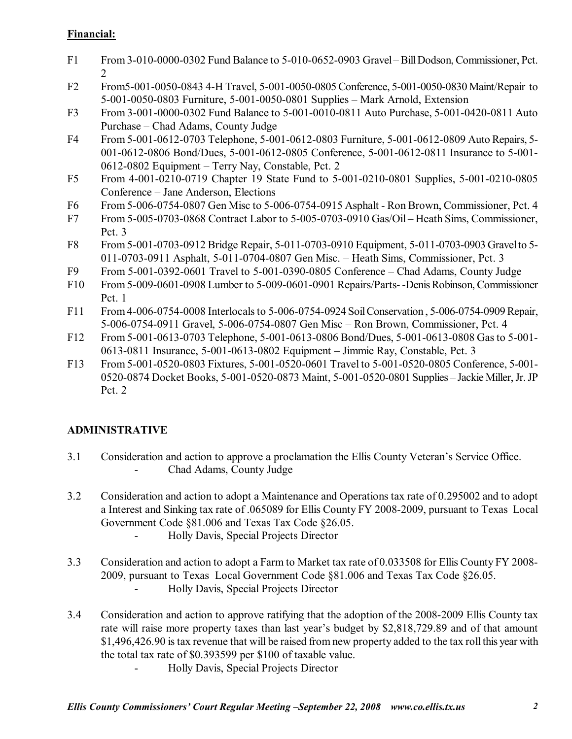**Financial:**

F1 From 3-010-0000-0302 Fund Balance to 5-010-0652-0903 Gravel – Bill Dodson, Commissioner, Pct. 2

F2 From5-001-0050-0843 4-H Travel, 5-001-0050-0805 Conference, 5-001-0050-0830 Maint/Repair to 5-001-0050-0803 Furniture, 5-001-0050-0801 Supplies – Mark Arnold, Extension

F3 From 3-001-0000-0302 Fund Balance to 5-001-0010-0811 Auto Purchase, 5-001-0420-0811 Auto Purchase – Chad Adams, County Judge

F4 From 5-001-0612-0703 Telephone, 5-001-0612-0803 Furniture, 5-001-0612-0809 Auto Repairs, 5-001-0612-0806 Bond/Dues, 5-001-0612-0805 Conference, 5-001-0612-0811 Insurance to 5-001-0612-0802 Equipment – Terry Nay, Constable, Pct. 2

F5 From 4-001-0210-0719 Chapter 19 State Fund to 5-001-0210-0801 Supplies, 5-001-0210-0805 Conference – Jane Anderson, Elections

F6 From 5-006-0754-0807 Gen Misc to 5-006-0754-0915 Asphalt - Ron Brown, Commissioner, Pct. 4

F7 From 5-005-0703-0868 Contract Labor to 5-005-0703-0910 Gas/Oil – Heath Sims, Commissioner, Pct. 3

F8 From 5-001-0703-0912 Bridge Repair, 5-011-0703-0910 Equipment, 5-011-0703-0903 Gravel to 5-011-0703-0911 Asphalt, 5-011-0704-0807 Gen Misc. – Heath Sims, Commissioner, Pct. 3

F9 From 5-001-0392-0601 Travel to 5-001-0390-0805 Conference – Chad Adams, County Judge

F10 From 5-009-0601-0908 Lumber to 5-009-0601-0901 Repairs/Parts- -Denis Robinson, Commissioner Pct. 1

F11 From 4-006-0754-0008 Interlocals to 5-006-0754-0924 Soil Conservation , 5-006-0754-0909 Repair, 5-006-0754-0911 Gravel, 5-006-0754-0807 Gen Misc – Ron Brown, Commissioner, Pct. 4

F12 From 5-001-0613-0703 Telephone, 5-001-0613-0806 Bond/Dues, 5-001-0613-0808 Gas to 5-001-0613-0811 Insurance, 5-001-0613-0802 Equipment – Jimmie Ray, Constable, Pct. 3

F13 From 5-001-0520-0803 Fixtures, 5-001-0520-0601 Travel to 5-001-0520-0805 Conference, 5-001-0520-0874 Docket Books, 5-001-0520-0873 Maint, 5-001-0520-0801 Supplies – Jackie Miller, Jr. JP Pct. 2

**ADMINISTRATIVE**

3.1 Consideration and action to approve a proclamation the Ellis County Veteran's Service Office.
- Chad Adams, County Judge

3.2 Consideration and action to adopt a Maintenance and Operations tax rate of 0.295002 and to adopt a Interest and Sinking tax rate of .065089 for Ellis County FY 2008-2009, pursuant to Texas Local Government Code §81.006 and Texas Tax Code §26.05.
- Holly Davis, Special Projects Director

3.3 Consideration and action to adopt a Farm to Market tax rate of 0.033508 for Ellis County FY 2008-2009, pursuant to Texas Local Government Code §81.006 and Texas Tax Code §26.05.
- Holly Davis, Special Projects Director

3.4 Consideration and action to approve ratifying that the adoption of the 2008-2009 Ellis County tax rate will raise more property taxes than last year's budget by $2,818,729.89 and of that amount $1,496,426.90 is tax revenue that will be raised from new property added to the tax roll this year with the total tax rate of $0.393599 per $100 of taxable value.
- Holly Davis, Special Projects Director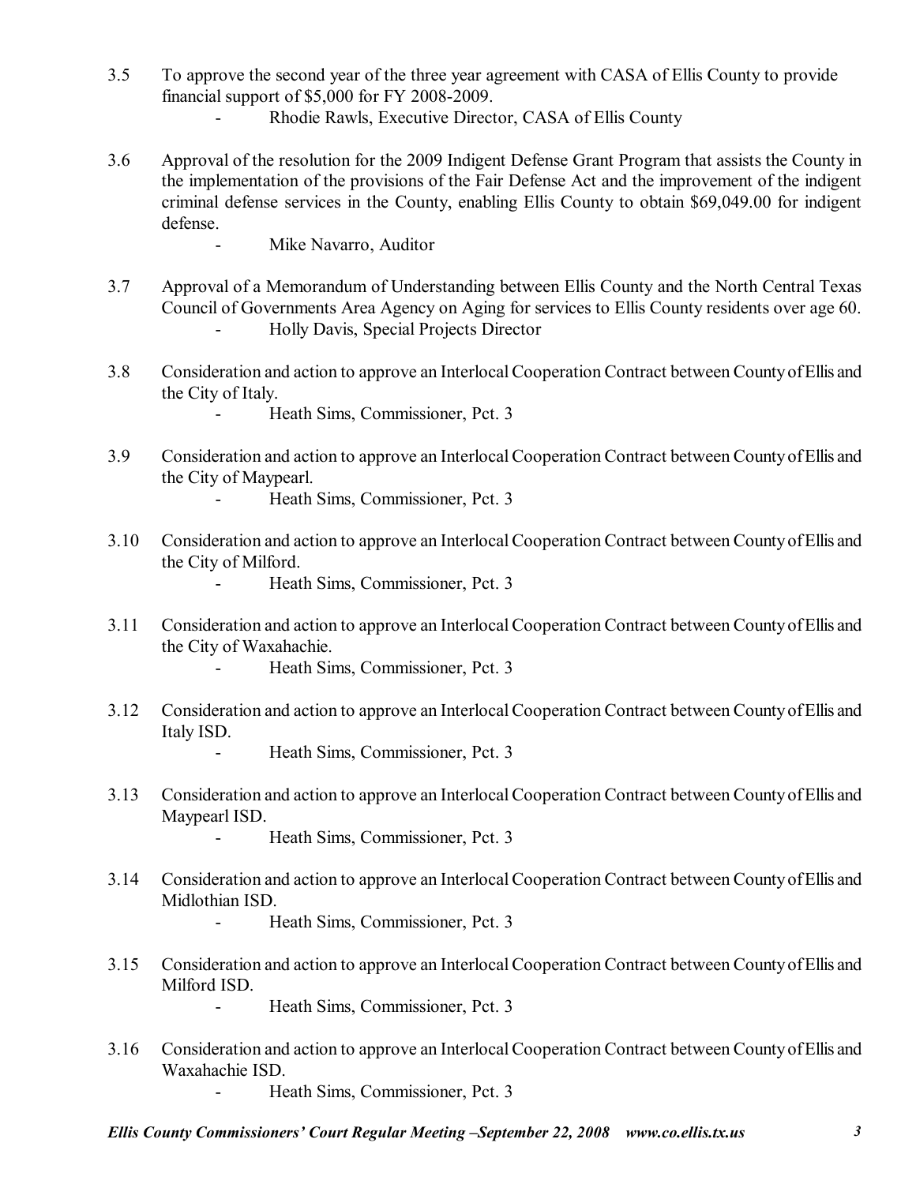3.5 To approve the second year of the three year agreement with CASA of Ellis County to provide financial support of $5,000 for FY 2008-2009.

- Rhodie Rawls, Executive Director, CASA of Ellis County

3.6 Approval of the resolution for the 2009 Indigent Defense Grant Program that assists the County in the implementation of the provisions of the Fair Defense Act and the improvement of the indigent criminal defense services in the County, enabling Ellis County to obtain $69,049.00 for indigent defense.

- Mike Navarro, Auditor

3.7 Approval of a Memorandum of Understanding between Ellis County and the North Central Texas Council of Governments Area Agency on Aging for services to Ellis County residents over age 60.

- Holly Davis, Special Projects Director

3.8 Consideration and action to approve an Interlocal Cooperation Contract between County of Ellis and the City of Italy.

- Heath Sims, Commissioner, Pct. 3

3.9 Consideration and action to approve an Interlocal Cooperation Contract between County of Ellis and the City of Maypearl.

- Heath Sims, Commissioner, Pct. 3

3.10 Consideration and action to approve an Interlocal Cooperation Contract between County of Ellis and the City of Milford.

- Heath Sims, Commissioner, Pct. 3

3.11 Consideration and action to approve an Interlocal Cooperation Contract between County of Ellis and the City of Waxahachie.

- Heath Sims, Commissioner, Pct. 3

3.12 Consideration and action to approve an Interlocal Cooperation Contract between County of Ellis and Italy ISD.

- Heath Sims, Commissioner, Pct. 3

3.13 Consideration and action to approve an Interlocal Cooperation Contract between County of Ellis and Maypearl ISD.

- Heath Sims, Commissioner, Pct. 3

3.14 Consideration and action to approve an Interlocal Cooperation Contract between County of Ellis and Midlothian ISD.

- Heath Sims, Commissioner, Pct. 3

3.15 Consideration and action to approve an Interlocal Cooperation Contract between County of Ellis and Milford ISD.

- Heath Sims, Commissioner, Pct. 3

3.16 Consideration and action to approve an Interlocal Cooperation Contract between County of Ellis and Waxahachie ISD.

- Heath Sims, Commissioner, Pct. 3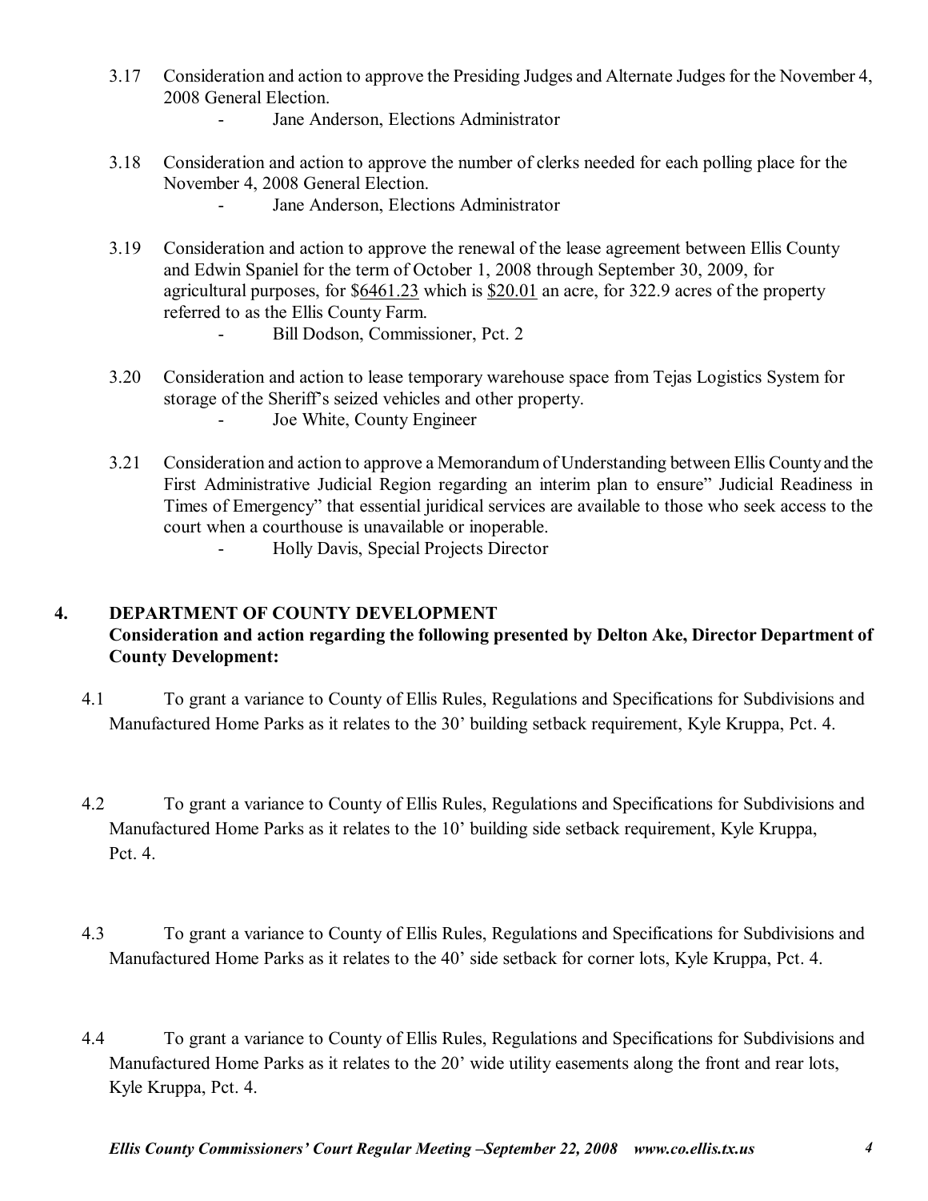3.17 Consideration and action to approve the Presiding Judges and Alternate Judges for the November 4, 2008 General Election.

- Jane Anderson, Elections Administrator

3.18 Consideration and action to approve the number of clerks needed for each polling place for the November 4, 2008 General Election.

- Jane Anderson, Elections Administrator

3.19 Consideration and action to approve the renewal of the lease agreement between Ellis County and Edwin Spaniel for the term of October 1, 2008 through September 30, 2009, for agricultural purposes, for $6461.23 which is $20.01 an acre, for 322.9 acres of the property referred to as the Ellis County Farm.

- Bill Dodson, Commissioner, Pct. 2

3.20 Consideration and action to lease temporary warehouse space from Tejas Logistics System for storage of the Sheriff's seized vehicles and other property.

- Joe White, County Engineer

3.21 Consideration and action to approve a Memorandum of Understanding between Ellis County and the First Administrative Judicial Region regarding an interim plan to ensure" Judicial Readiness in Times of Emergency" that essential juridical services are available to those who seek access to the court when a courthouse is unavailable or inoperable.

- Holly Davis, Special Projects Director

## 4. DEPARTMENT OF COUNTY DEVELOPMENT

**Consideration and action regarding the following presented by Delton Ake, Director Department of County Development:**

4.1 To grant a variance to County of Ellis Rules, Regulations and Specifications for Subdivisions and Manufactured Home Parks as it relates to the 30' building setback requirement, Kyle Kruppa, Pct. 4.

4.2 To grant a variance to County of Ellis Rules, Regulations and Specifications for Subdivisions and Manufactured Home Parks as it relates to the 10' building side setback requirement, Kyle Kruppa, Pct. 4.

4.3 To grant a variance to County of Ellis Rules, Regulations and Specifications for Subdivisions and Manufactured Home Parks as it relates to the 40' side setback for corner lots, Kyle Kruppa, Pct. 4.

4.4 To grant a variance to County of Ellis Rules, Regulations and Specifications for Subdivisions and Manufactured Home Parks as it relates to the 20' wide utility easements along the front and rear lots, Kyle Kruppa, Pct. 4.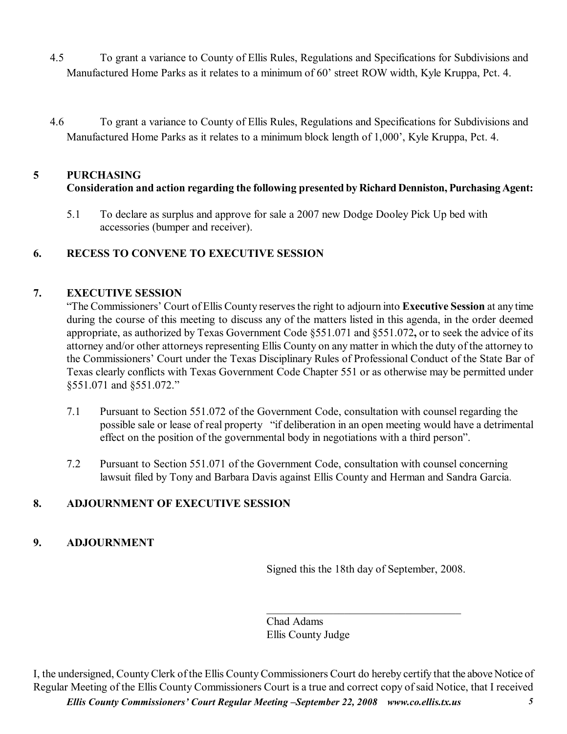4.5 To grant a variance to County of Ellis Rules, Regulations and Specifications for Subdivisions and Manufactured Home Parks as it relates to a minimum of 60' street ROW width, Kyle Kruppa, Pct. 4.

4.6 To grant a variance to County of Ellis Rules, Regulations and Specifications for Subdivisions and Manufactured Home Parks as it relates to a minimum block length of 1,000', Kyle Kruppa, Pct. 4.

## 5 PURCHASING

**Consideration and action regarding the following presented by Richard Denniston, Purchasing Agent:**

5.1 To declare as surplus and approve for sale a 2007 new Dodge Dooley Pick Up bed with accessories (bumper and receiver).

## 6. RECESS TO CONVENE TO EXECUTIVE SESSION

## 7. EXECUTIVE SESSION

"The Commissioners' Court of Ellis County reserves the right to adjourn into **Executive Session** at any time during the course of this meeting to discuss any of the matters listed in this agenda, in the order deemed appropriate, as authorized by Texas Government Code §551.071 and §551.072**,** or to seek the advice of its attorney and/or other attorneys representing Ellis County on any matter in which the duty of the attorney to the Commissioners' Court under the Texas Disciplinary Rules of Professional Conduct of the State Bar of Texas clearly conflicts with Texas Government Code Chapter 551 or as otherwise may be permitted under §551.071 and §551.072."

7.1 Pursuant to Section 551.072 of the Government Code, consultation with counsel regarding the possible sale or lease of real property "if deliberation in an open meeting would have a detrimental effect on the position of the governmental body in negotiations with a third person".

7.2 Pursuant to Section 551.071 of the Government Code, consultation with counsel concerning lawsuit filed by Tony and Barbara Davis against Ellis County and Herman and Sandra Garcia.

## 8. ADJOURNMENT OF EXECUTIVE SESSION

## 9. ADJOURNMENT

Signed this the 18th day of September, 2008.

\_\_\_\_\_\_\_\_\_\_\_\_\_\_\_\_\_\_\_\_\_\_\_\_\_\_\_\_\_\_\_\_\_\_\_\_

Chad Adams
Ellis County Judge

I, the undersigned, County Clerk of the Ellis County Commissioners Court do hereby certify that the above Notice of Regular Meeting of the Ellis County Commissioners Court is a true and correct copy of said Notice, that I received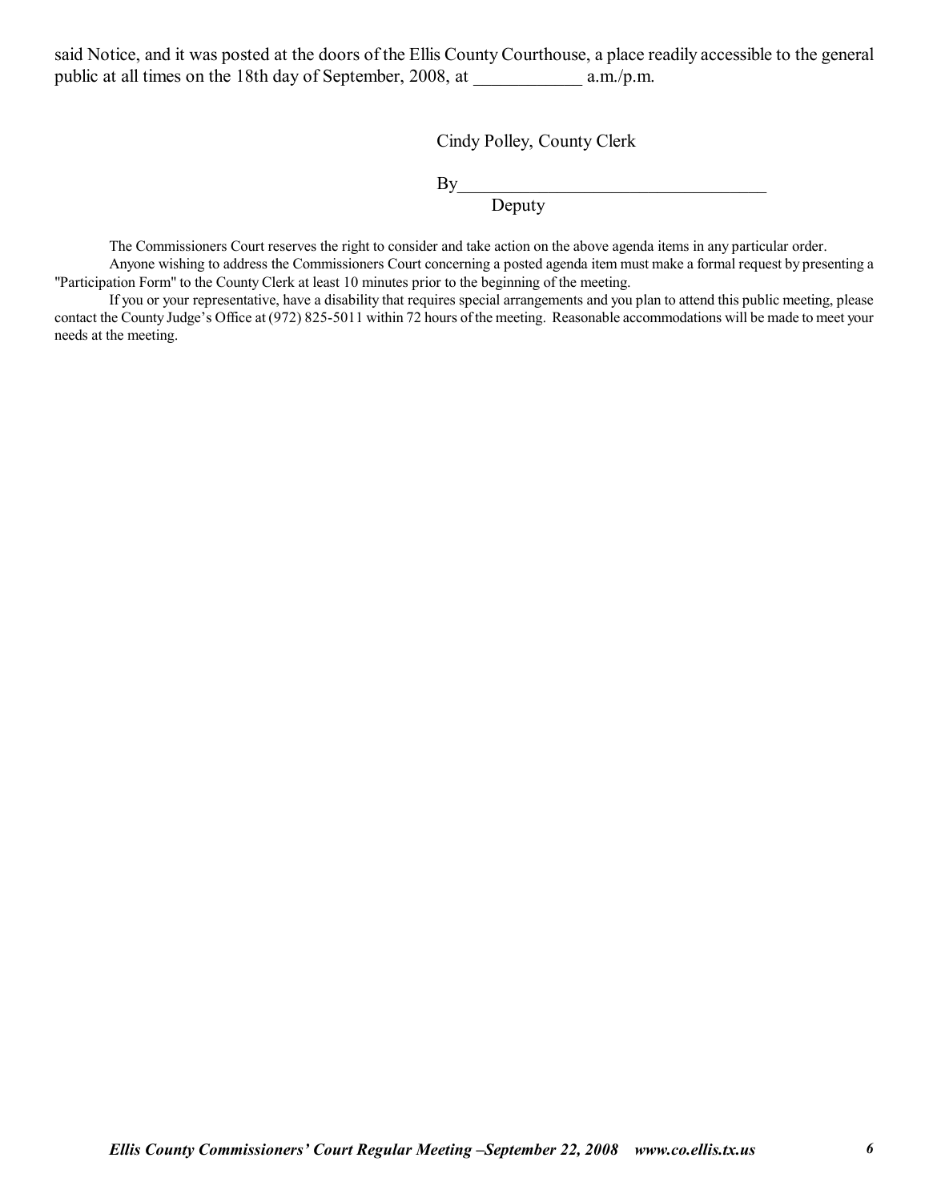said Notice, and it was posted at the doors of the Ellis County Courthouse, a place readily accessible to the general public at all times on the 18th day of September, 2008, at ____________ a.m./p.m.

Cindy Polley, County Clerk

By___________________________________

Deputy

The Commissioners Court reserves the right to consider and take action on the above agenda items in any particular order.

Anyone wishing to address the Commissioners Court concerning a posted agenda item must make a formal request by presenting a "Participation Form" to the County Clerk at least 10 minutes prior to the beginning of the meeting.

If you or your representative, have a disability that requires special arrangements and you plan to attend this public meeting, please contact the County Judge's Office at (972) 825-5011 within 72 hours of the meeting. Reasonable accommodations will be made to meet your needs at the meeting.